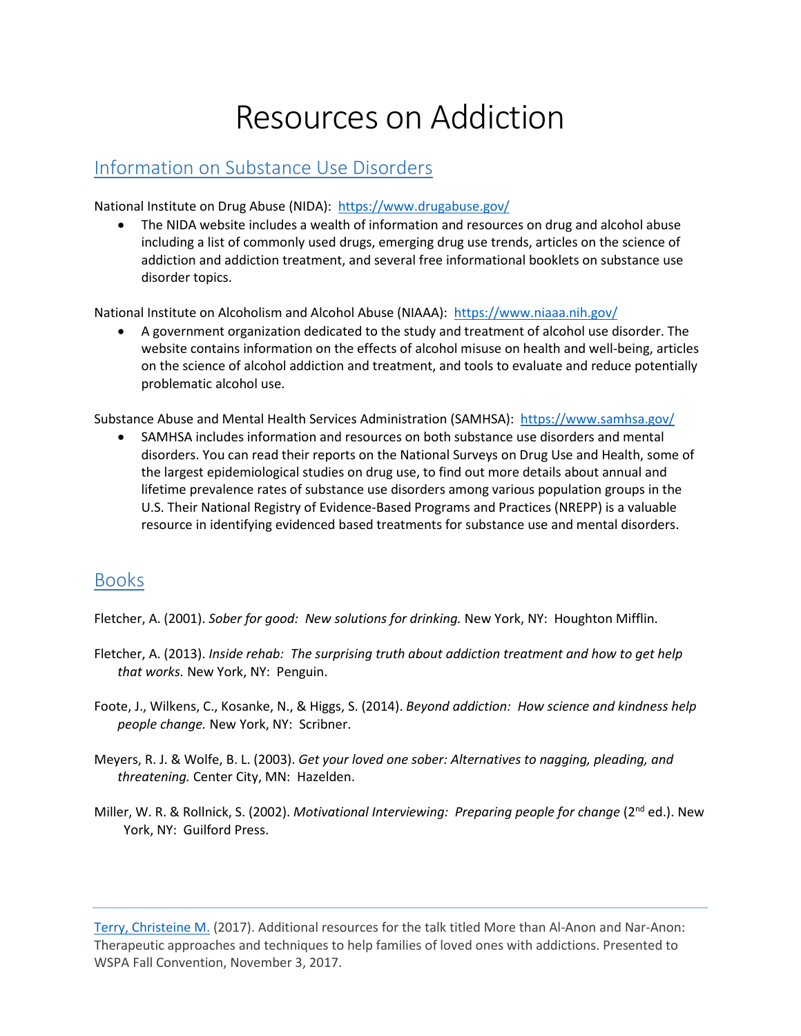# Resources on Addiction

## Information on Substance Use Disorders

National Institute on Drug Abuse (NIDA): https://www.drugabuse.gov/

- The NIDA website includes a wealth of information and resources on drug and alcohol abuse including a list of commonly used drugs, emerging drug use trends, articles on the science of addiction and addiction treatment, and several free informational booklets on substance use disorder topics.

National Institute on Alcoholism and Alcohol Abuse (NIAAA): https://www.niaaa.nih.gov/

- A government organization dedicated to the study and treatment of alcohol use disorder. The website contains information on the effects of alcohol misuse on health and well-being, articles on the science of alcohol addiction and treatment, and tools to evaluate and reduce potentially problematic alcohol use.

Substance Abuse and Mental Health Services Administration (SAMHSA): https://www.samhsa.gov/

- SAMHSA includes information and resources on both substance use disorders and mental disorders. You can read their reports on the National Surveys on Drug Use and Health, some of the largest epidemiological studies on drug use, to find out more details about annual and lifetime prevalence rates of substance use disorders among various population groups in the U.S. Their National Registry of Evidence-Based Programs and Practices (NREPP) is a valuable resource in identifying evidenced based treatments for substance use and mental disorders.

## Books

Fletcher, A. (2001). *Sober for good: New solutions for drinking.* New York, NY: Houghton Mifflin.

Fletcher, A. (2013). *Inside rehab: The surprising truth about addiction treatment and how to get help that works.* New York, NY: Penguin.

Foote, J., Wilkens, C., Kosanke, N., & Higgs, S. (2014). *Beyond addiction: How science and kindness help people change.* New York, NY: Scribner.

Meyers, R. J. & Wolfe, B. L. (2003). *Get your loved one sober: Alternatives to nagging, pleading, and threatening.* Center City, MN: Hazelden.

Miller, W. R. & Rollnick, S. (2002). *Motivational Interviewing: Preparing people for change* (2nd ed.). New York, NY: Guilford Press.

---

Terry, Christeine M. (2017). Additional resources for the talk titled More than Al-Anon and Nar-Anon: Therapeutic approaches and techniques to help families of loved ones with addictions. Presented to WSPA Fall Convention, November 3, 2017.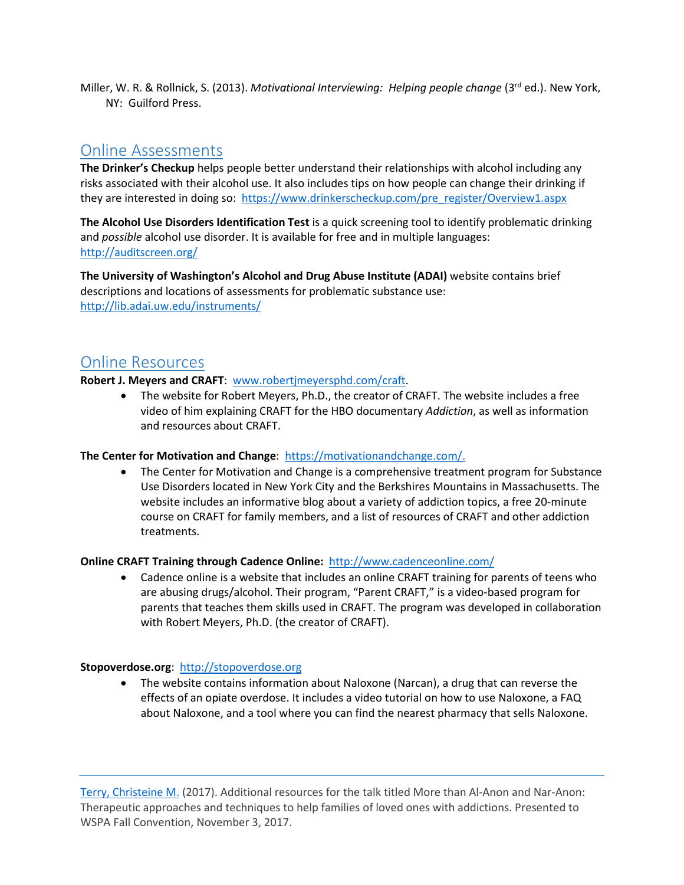Miller, W. R. & Rollnick, S. (2013). *Motivational Interviewing: Helping people change* (3rd ed.). New York, NY: Guilford Press.

## Online Assessments

**The Drinker's Checkup** helps people better understand their relationships with alcohol including any risks associated with their alcohol use. It also includes tips on how people can change their drinking if they are interested in doing so: https://www.drinkerscheckup.com/pre_register/Overview1.aspx

**The Alcohol Use Disorders Identification Test** is a quick screening tool to identify problematic drinking and *possible* alcohol use disorder. It is available for free and in multiple languages: http://auditscreen.org/

**The University of Washington's Alcohol and Drug Abuse Institute (ADAI)** website contains brief descriptions and locations of assessments for problematic substance use: http://lib.adai.uw.edu/instruments/

## Online Resources

**Robert J. Meyers and CRAFT**: www.robertjmeyersphd.com/craft.

- The website for Robert Meyers, Ph.D., the creator of CRAFT. The website includes a free video of him explaining CRAFT for the HBO documentary *Addiction*, as well as information and resources about CRAFT.

**The Center for Motivation and Change**: https://motivationandchange.com/.

- The Center for Motivation and Change is a comprehensive treatment program for Substance Use Disorders located in New York City and the Berkshires Mountains in Massachusetts. The website includes an informative blog about a variety of addiction topics, a free 20-minute course on CRAFT for family members, and a list of resources of CRAFT and other addiction treatments.

**Online CRAFT Training through Cadence Online:** http://www.cadenceonline.com/

- Cadence online is a website that includes an online CRAFT training for parents of teens who are abusing drugs/alcohol. Their program, "Parent CRAFT," is a video-based program for parents that teaches them skills used in CRAFT. The program was developed in collaboration with Robert Meyers, Ph.D. (the creator of CRAFT).

**Stopoverdose.org**: http://stopoverdose.org

- The website contains information about Naloxone (Narcan), a drug that can reverse the effects of an opiate overdose. It includes a video tutorial on how to use Naloxone, a FAQ about Naloxone, and a tool where you can find the nearest pharmacy that sells Naloxone.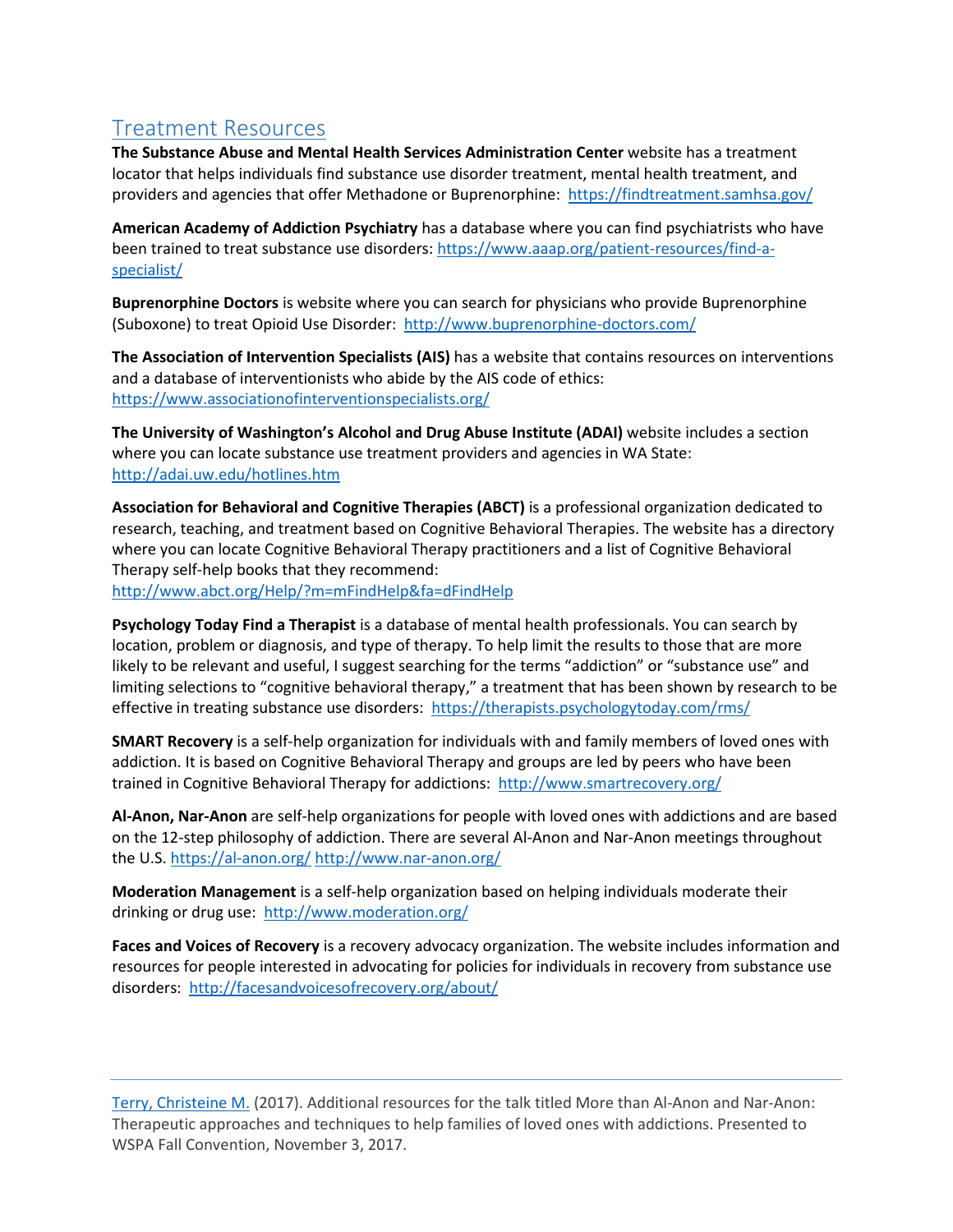## Treatment Resources

**The Substance Abuse and Mental Health Services Administration Center** website has a treatment locator that helps individuals find substance use disorder treatment, mental health treatment, and providers and agencies that offer Methadone or Buprenorphine: https://findtreatment.samhsa.gov/

**American Academy of Addiction Psychiatry** has a database where you can find psychiatrists who have been trained to treat substance use disorders: https://www.aaap.org/patient-resources/find-a-specialist/

**Buprenorphine Doctors** is website where you can search for physicians who provide Buprenorphine (Suboxone) to treat Opioid Use Disorder: http://www.buprenorphine-doctors.com/

**The Association of Intervention Specialists (AIS)** has a website that contains resources on interventions and a database of interventionists who abide by the AIS code of ethics: https://www.associationofinterventionspecialists.org/

**The University of Washington's Alcohol and Drug Abuse Institute (ADAI)** website includes a section where you can locate substance use treatment providers and agencies in WA State: http://adai.uw.edu/hotlines.htm

**Association for Behavioral and Cognitive Therapies (ABCT)** is a professional organization dedicated to research, teaching, and treatment based on Cognitive Behavioral Therapies. The website has a directory where you can locate Cognitive Behavioral Therapy practitioners and a list of Cognitive Behavioral Therapy self-help books that they recommend: http://www.abct.org/Help/?m=mFindHelp&fa=dFindHelp

**Psychology Today Find a Therapist** is a database of mental health professionals. You can search by location, problem or diagnosis, and type of therapy. To help limit the results to those that are more likely to be relevant and useful, I suggest searching for the terms "addiction" or "substance use" and limiting selections to "cognitive behavioral therapy," a treatment that has been shown by research to be effective in treating substance use disorders: https://therapists.psychologytoday.com/rms/

**SMART Recovery** is a self-help organization for individuals with and family members of loved ones with addiction. It is based on Cognitive Behavioral Therapy and groups are led by peers who have been trained in Cognitive Behavioral Therapy for addictions: http://www.smartrecovery.org/

**Al-Anon, Nar-Anon** are self-help organizations for people with loved ones with addictions and are based on the 12-step philosophy of addiction. There are several Al-Anon and Nar-Anon meetings throughout the U.S. https://al-anon.org/ http://www.nar-anon.org/

**Moderation Management** is a self-help organization based on helping individuals moderate their drinking or drug use: http://www.moderation.org/

**Faces and Voices of Recovery** is a recovery advocacy organization. The website includes information and resources for people interested in advocating for policies for individuals in recovery from substance use disorders: http://facesandvoicesofrecovery.org/about/

---

Terry, Christeine M. (2017). Additional resources for the talk titled More than Al-Anon and Nar-Anon: Therapeutic approaches and techniques to help families of loved ones with addictions. Presented to WSPA Fall Convention, November 3, 2017.